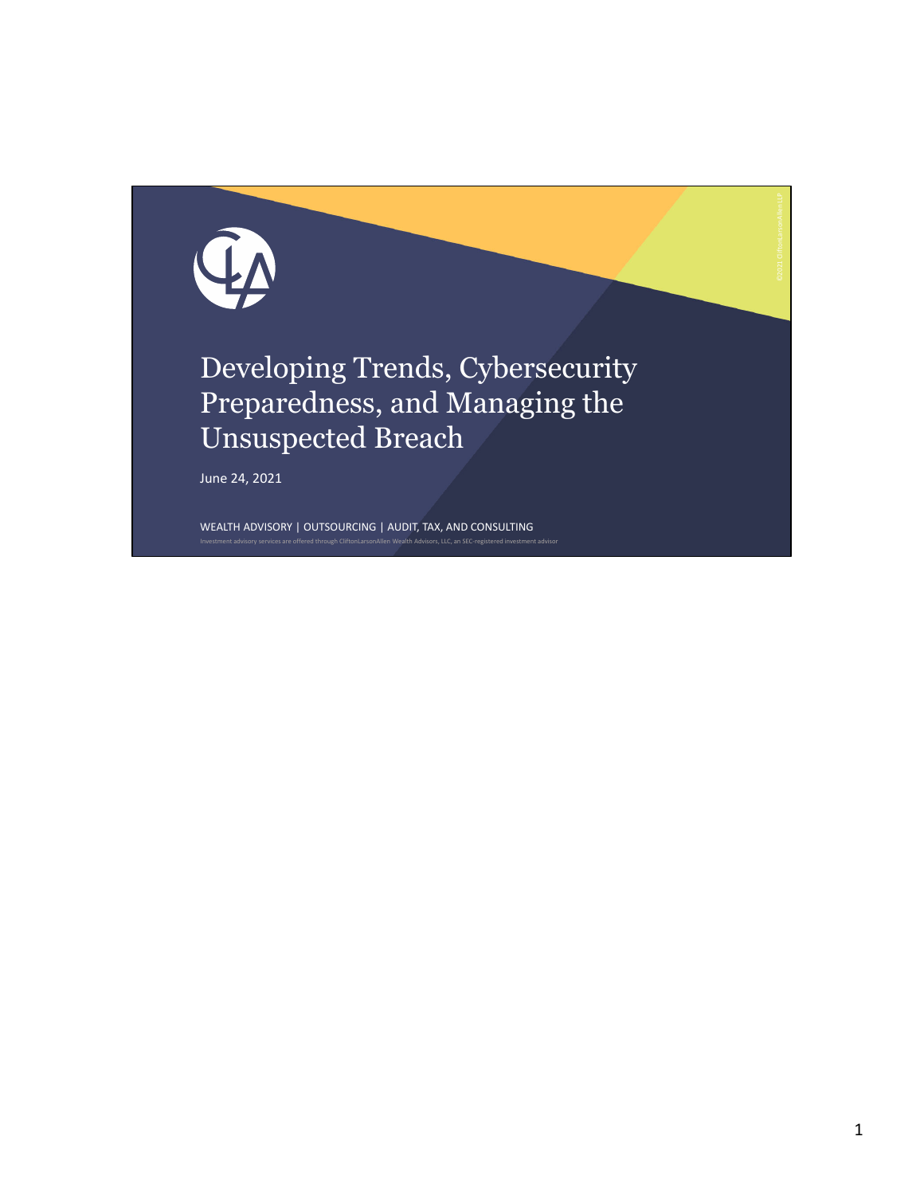# Developing Trends, Cybersecurity Preparedness, and Managing the Unsuspected Breach

June 24, 2021

WEALTH ADVISORY | OUTSOURCING | AUDIT, TAX, AND CONSULTING

Investment advisory services are offered through CliftonLarsonAllen Wealth Advisors, LLC, an SEC-registered investment advisor

©2021 CliftonLarsonAllen LLP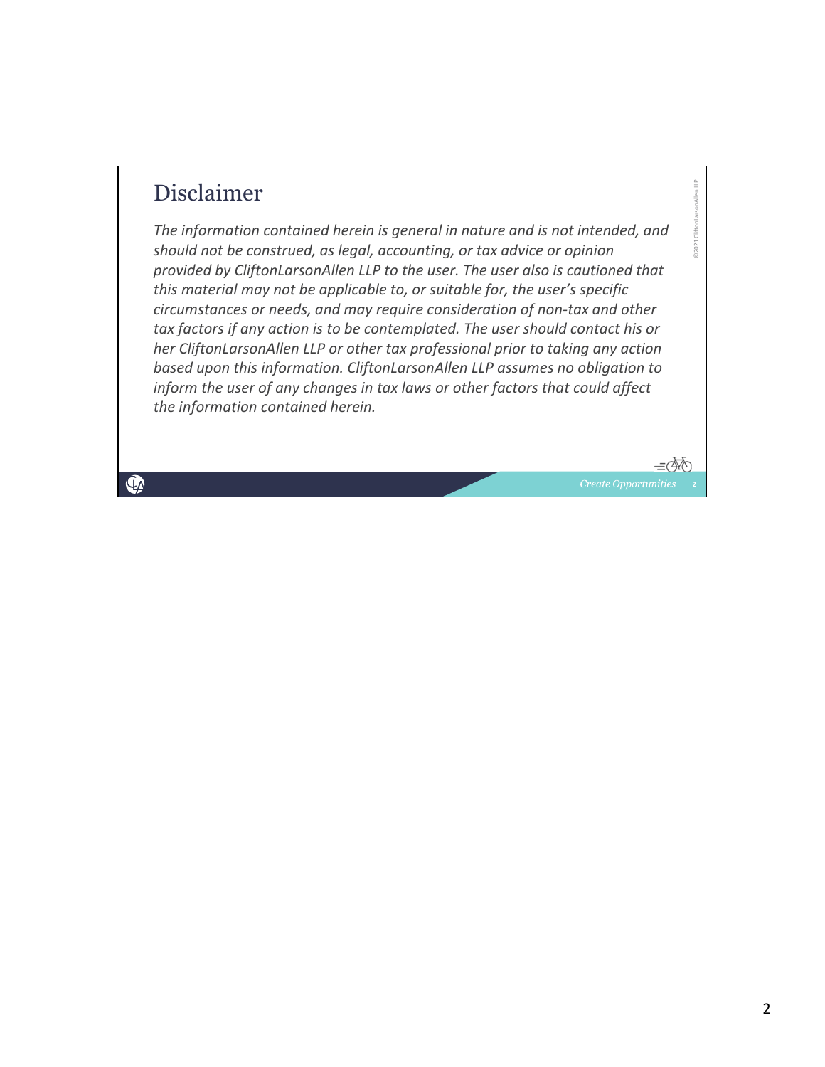# Disclaimer

*The information contained herein is general in nature and is not intended, and should not be construed, as legal, accounting, or tax advice or opinion provided by CliftonLarsonAllen LLP to the user. The user also is cautioned that this material may not be applicable to, or suitable for, the user's specific circumstances or needs, and may require consideration of non-tax and other tax factors if any action is to be contemplated. The user should contact his or her CliftonLarsonAllen LLP or other tax professional prior to taking any action based upon this information. CliftonLarsonAllen LLP assumes no obligation to inform the user of any changes in tax laws or other factors that could affect the information contained herein.*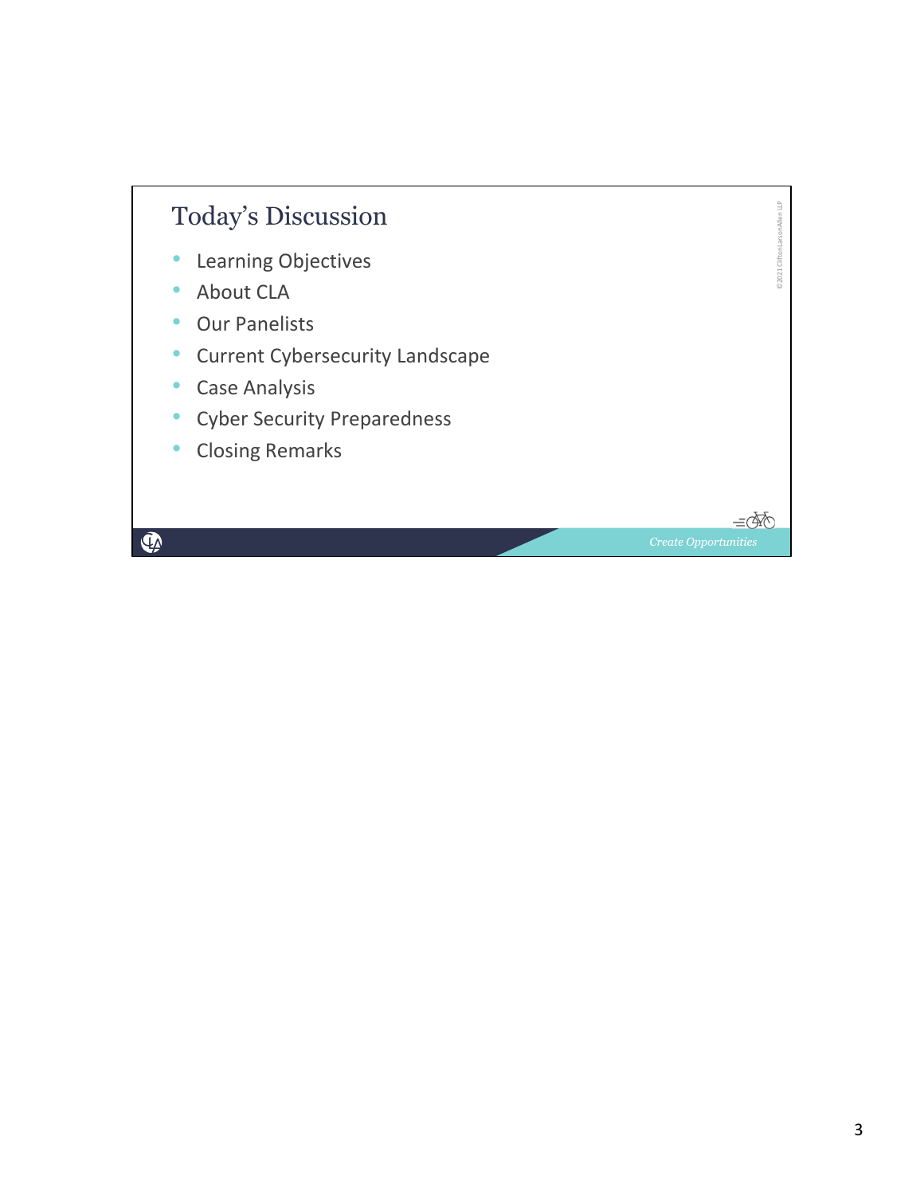# Today's Discussion

- Learning Objectives
- About CLA
- Our Panelists
- Current Cybersecurity Landscape
- Case Analysis
- Cyber Security Preparedness
- Closing Remarks

©2021 CliftonLarsonAllen LLP

*Create Opportunities*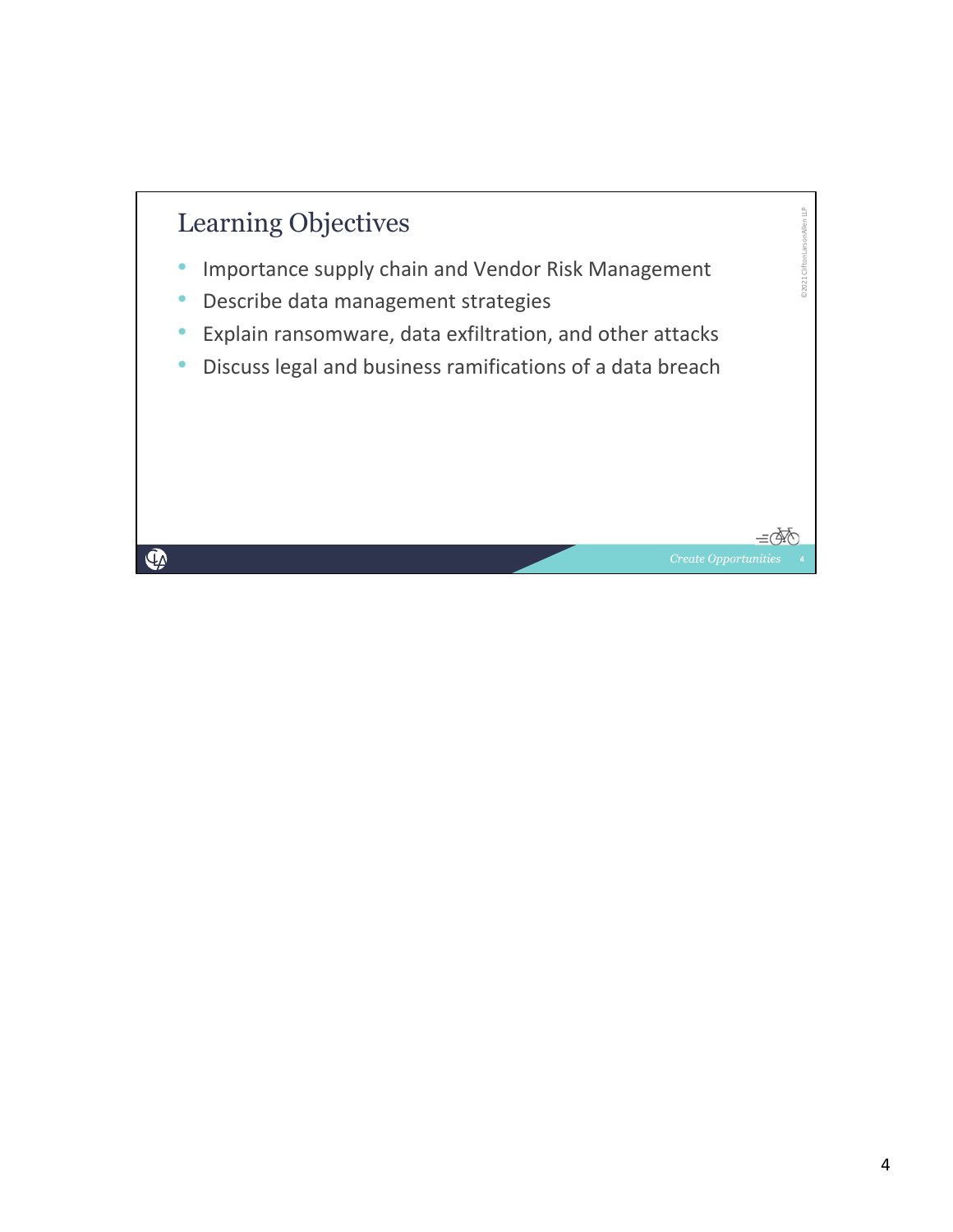## Learning Objectives

- Importance supply chain and Vendor Risk Management
- Describe data management strategies
- Explain ransomware, data exfiltration, and other attacks
- Discuss legal and business ramifications of a data breach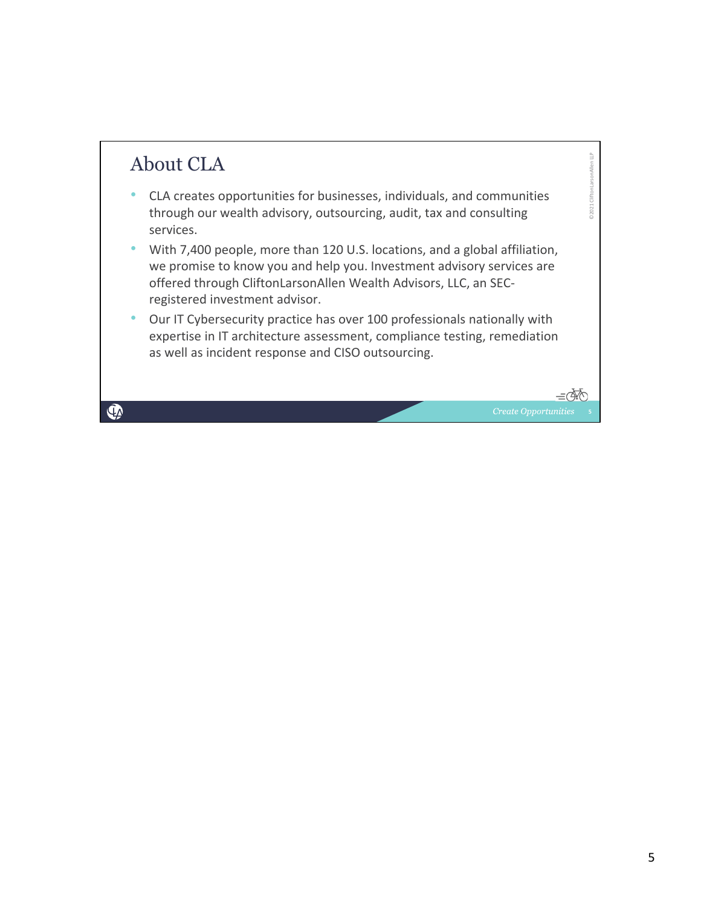## About CLA

- CLA creates opportunities for businesses, individuals, and communities through our wealth advisory, outsourcing, audit, tax and consulting services.
- With 7,400 people, more than 120 U.S. locations, and a global affiliation, we promise to know you and help you. Investment advisory services are offered through CliftonLarsonAllen Wealth Advisors, LLC, an SEC-registered investment advisor.
- Our IT Cybersecurity practice has over 100 professionals nationally with expertise in IT architecture assessment, compliance testing, remediation as well as incident response and CISO outsourcing.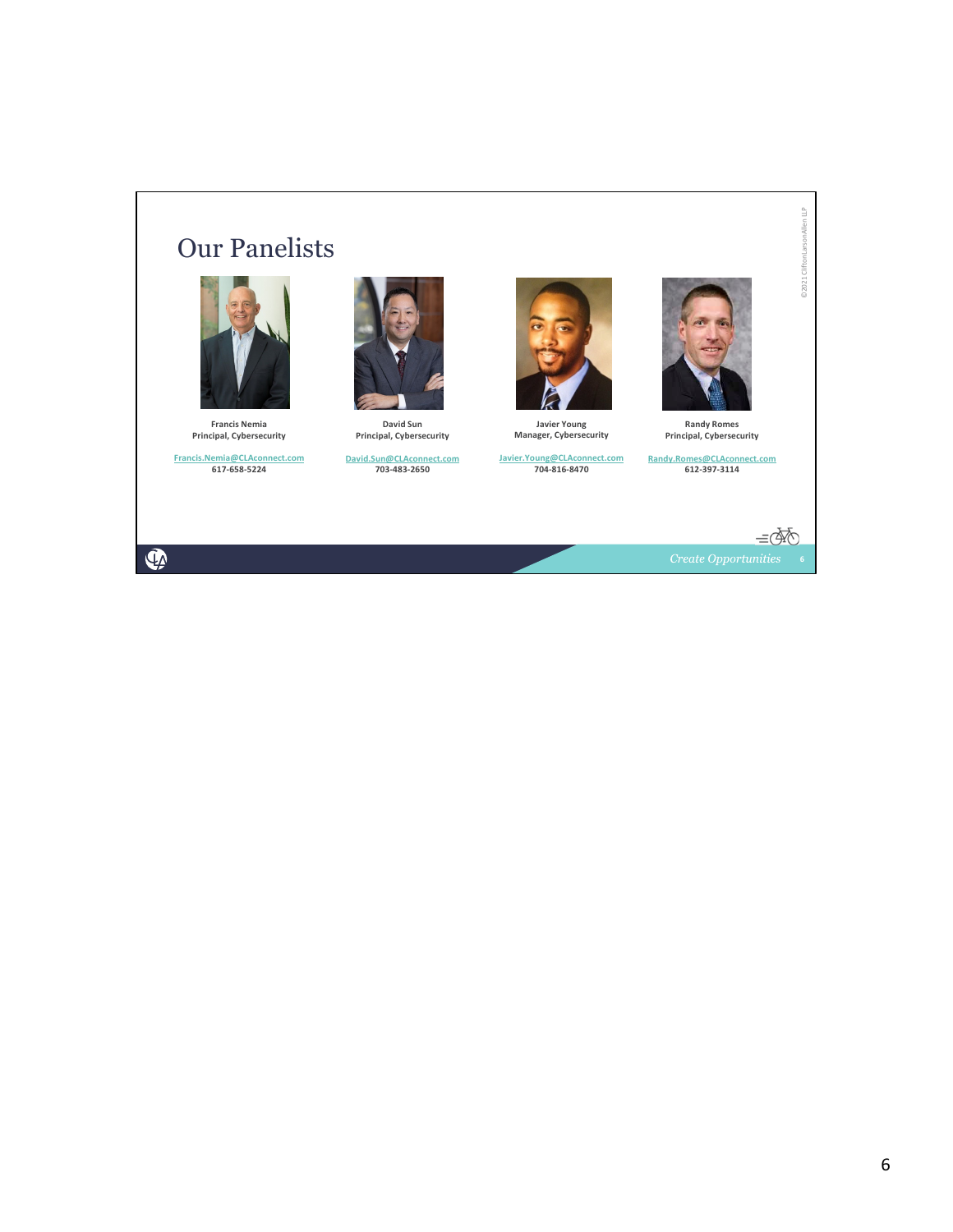# Our Panelists

**Francis Nemia**
**Principal, Cybersecurity**
Francis.Nemia@CLAconnect.com
**617-658-5224**

**David Sun**
**Principal, Cybersecurity**
David.Sun@CLAconnect.com
**703-483-2650**

**Javier Young**
**Manager, Cybersecurity**
Javier.Young@CLAconnect.com
**704-816-8470**

**Randy Romes**
**Principal, Cybersecurity**
Randy.Romes@CLAconnect.com
**612-397-3114**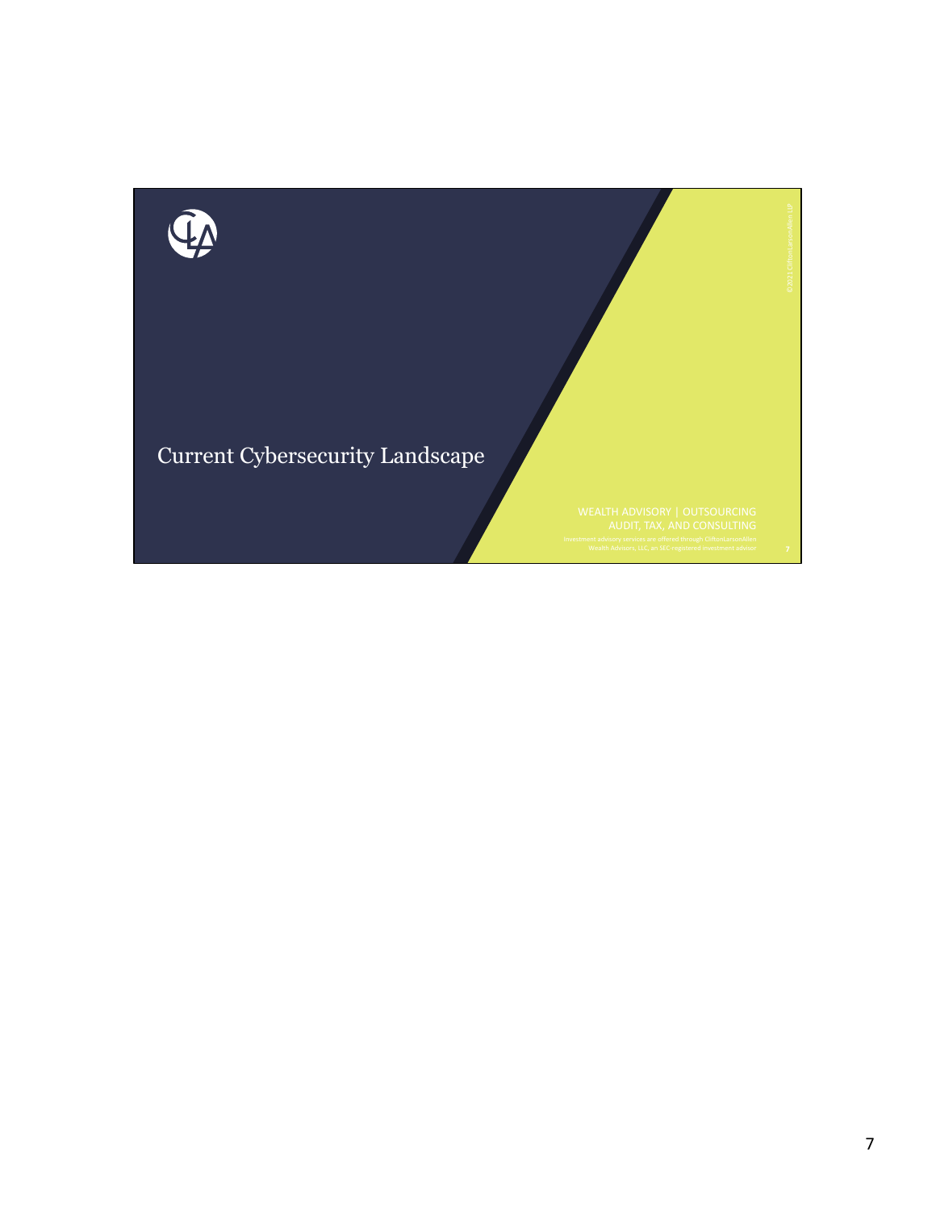# Current Cybersecurity Landscape

WEALTH ADVISORY | OUTSOURCING
AUDIT, TAX, AND CONSULTING

Investment advisory services are offered through CliftonLarsonAllen Wealth Advisors, LLC, an SEC-registered investment advisor

©2021 CliftonLarsonAllen LLP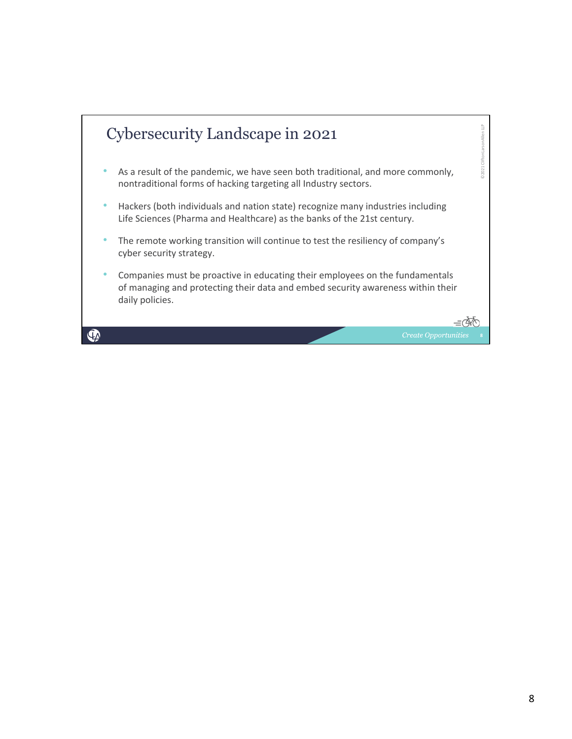# Cybersecurity Landscape in 2021

- As a result of the pandemic, we have seen both traditional, and more commonly, nontraditional forms of hacking targeting all Industry sectors.
- Hackers (both individuals and nation state) recognize many industries including Life Sciences (Pharma and Healthcare) as the banks of the 21st century.
- The remote working transition will continue to test the resiliency of company's cyber security strategy.
- Companies must be proactive in educating their employees on the fundamentals of managing and protecting their data and embed security awareness within their daily policies.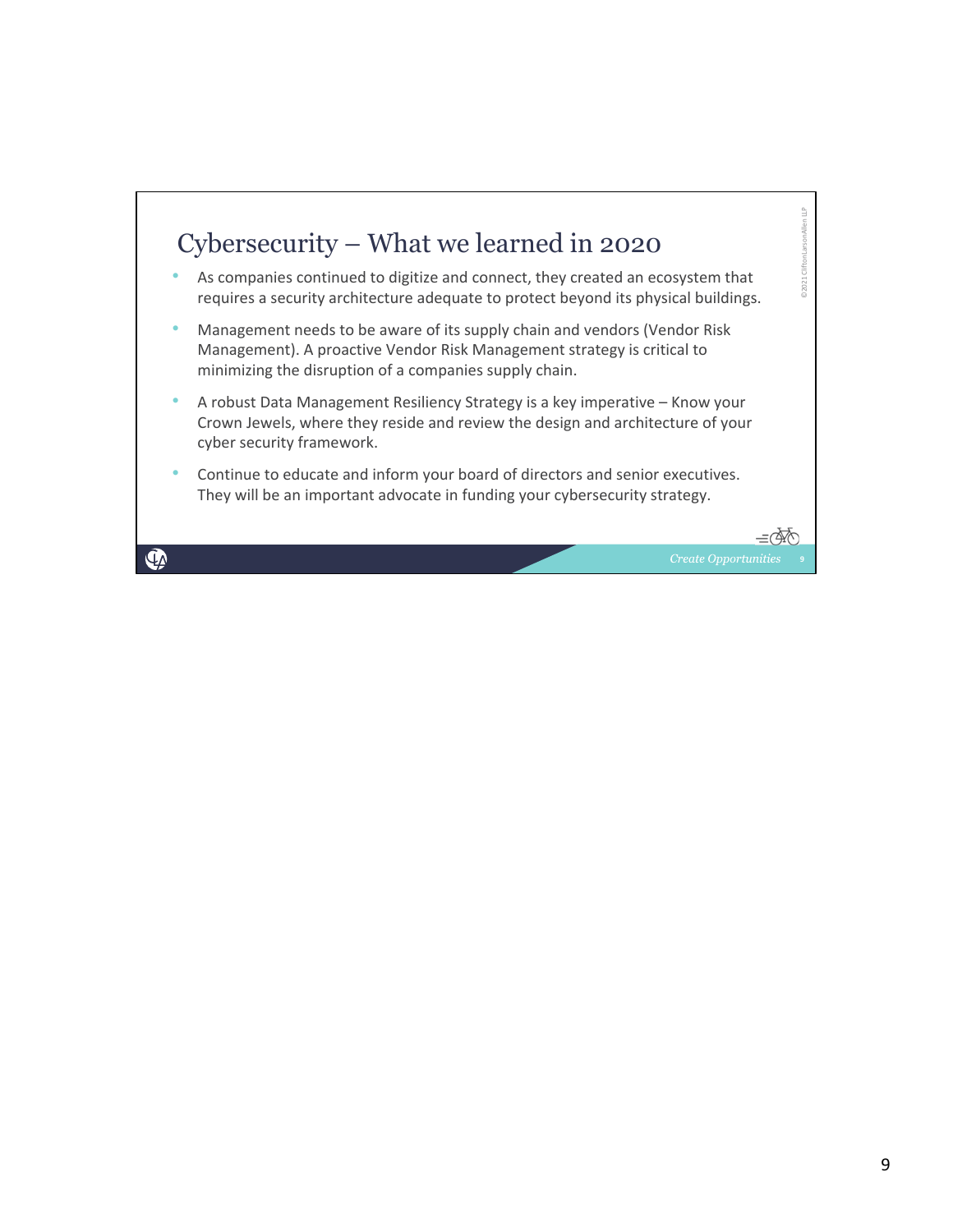# Cybersecurity – What we learned in 2020

- As companies continued to digitize and connect, they created an ecosystem that requires a security architecture adequate to protect beyond its physical buildings.
- Management needs to be aware of its supply chain and vendors (Vendor Risk Management). A proactive Vendor Risk Management strategy is critical to minimizing the disruption of a companies supply chain.
- A robust Data Management Resiliency Strategy is a key imperative – Know your Crown Jewels, where they reside and review the design and architecture of your cyber security framework.
- Continue to educate and inform your board of directors and senior executives. They will be an important advocate in funding your cybersecurity strategy.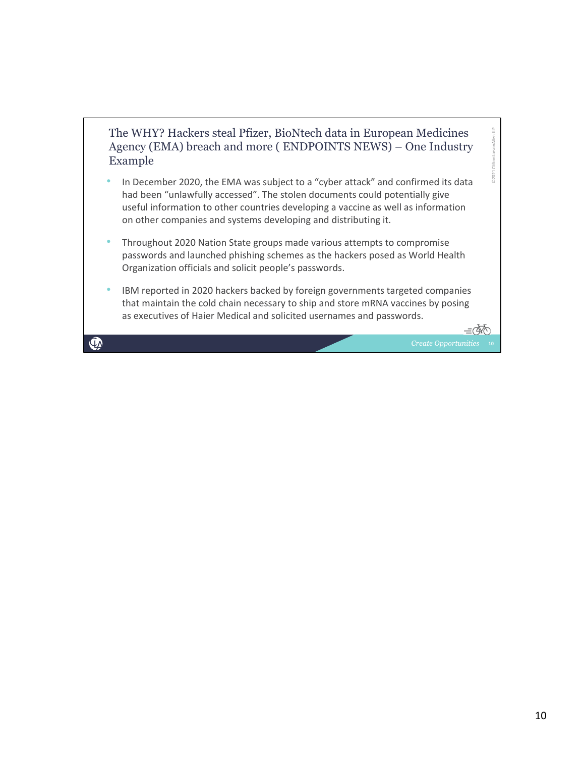## The WHY? Hackers steal Pfizer, BioNtech data in European Medicines Agency (EMA) breach and more ( ENDPOINTS NEWS) – One Industry Example

- In December 2020, the EMA was subject to a "cyber attack" and confirmed its data had been "unlawfully accessed". The stolen documents could potentially give useful information to other countries developing a vaccine as well as information on other companies and systems developing and distributing it.
- Throughout 2020 Nation State groups made various attempts to compromise passwords and launched phishing schemes as the hackers posed as World Health Organization officials and solicit people's passwords.
- IBM reported in 2020 hackers backed by foreign governments targeted companies that maintain the cold chain necessary to ship and store mRNA vaccines by posing as executives of Haier Medical and solicited usernames and passwords.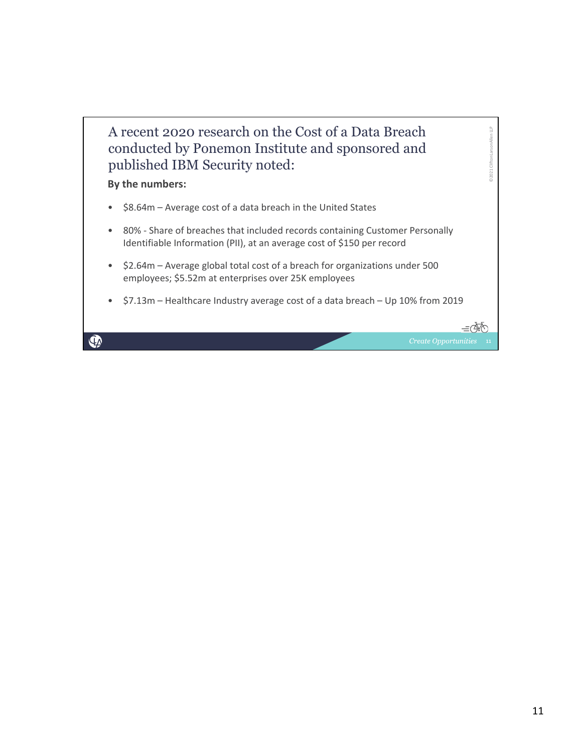# A recent 2020 research on the Cost of a Data Breach conducted by Ponemon Institute and sponsored and published IBM Security noted:

**By the numbers:**

- $8.64m – Average cost of a data breach in the United States
- 80% - Share of breaches that included records containing Customer Personally Identifiable Information (PII), at an average cost of $150 per record
- $2.64m – Average global total cost of a breach for organizations under 500 employees; $5.52m at enterprises over 25K employees
- $7.13m – Healthcare Industry average cost of a data breach – Up 10% from 2019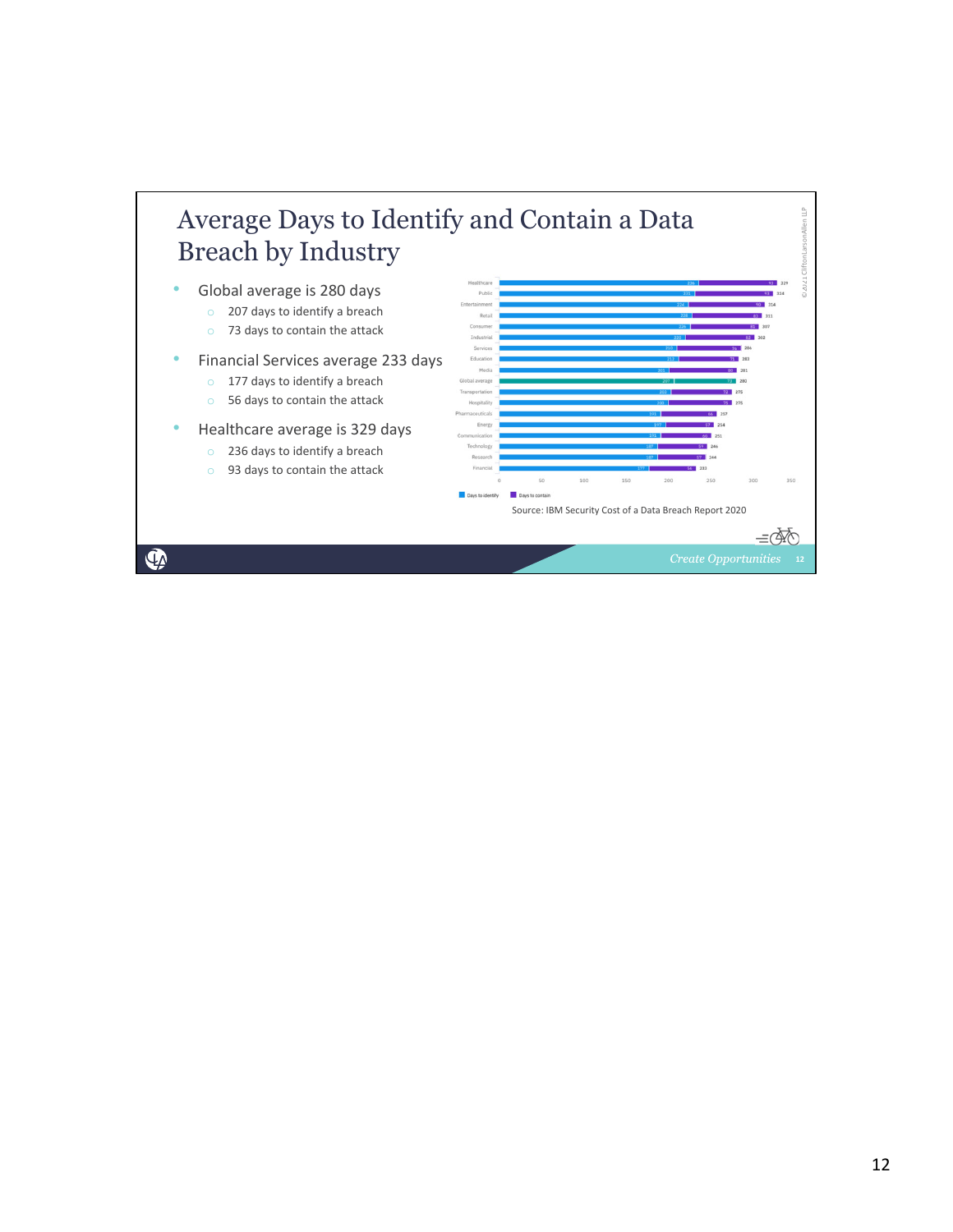# Average Days to Identify and Contain a Data Breach by Industry

- Global average is 280 days
  - 207 days to identify a breach
  - 73 days to contain the attack
- Financial Services average 233 days
  - 177 days to identify a breach
  - 56 days to contain the attack
- Healthcare average is 329 days
  - 236 days to identify a breach
  - 93 days to contain the attack

| Industry | Days to identify | Days to contain | Total |
|---|---|---|---|
| Healthcare | 236 | 93 | 329 |
| Public | 231 | 93 | 324 |
| Entertainment | 224 | 90 | 314 |
| Retail | 228 | 83 | 311 |
| Consumer | 226 | 81 | 307 |
| Industrial | 220 | 82 | 302 |
| Services | 210 | 76 | 286 |
| Education | 212 | 71 | 283 |
| Media | 201 | 80 | 281 |
| Global average | 207 | 73 | 280 |
| Transportation | 203 | 72 | 275 |
| Hospitality | 200 | 75 | 275 |
| Pharmaceuticals | 191 | 66 | 257 |
| Energy | 197 | 57 | 254 |
| Communication | 191 | 60 | 251 |
| Technology | 187 | 59 | 246 |
| Research | 187 | 57 | 244 |
| Financial | 177 | 56 | 233 |

Source: IBM Security Cost of a Data Breach Report 2020

©2021 CliftonLarsonAllen LLP

*Create Opportunities*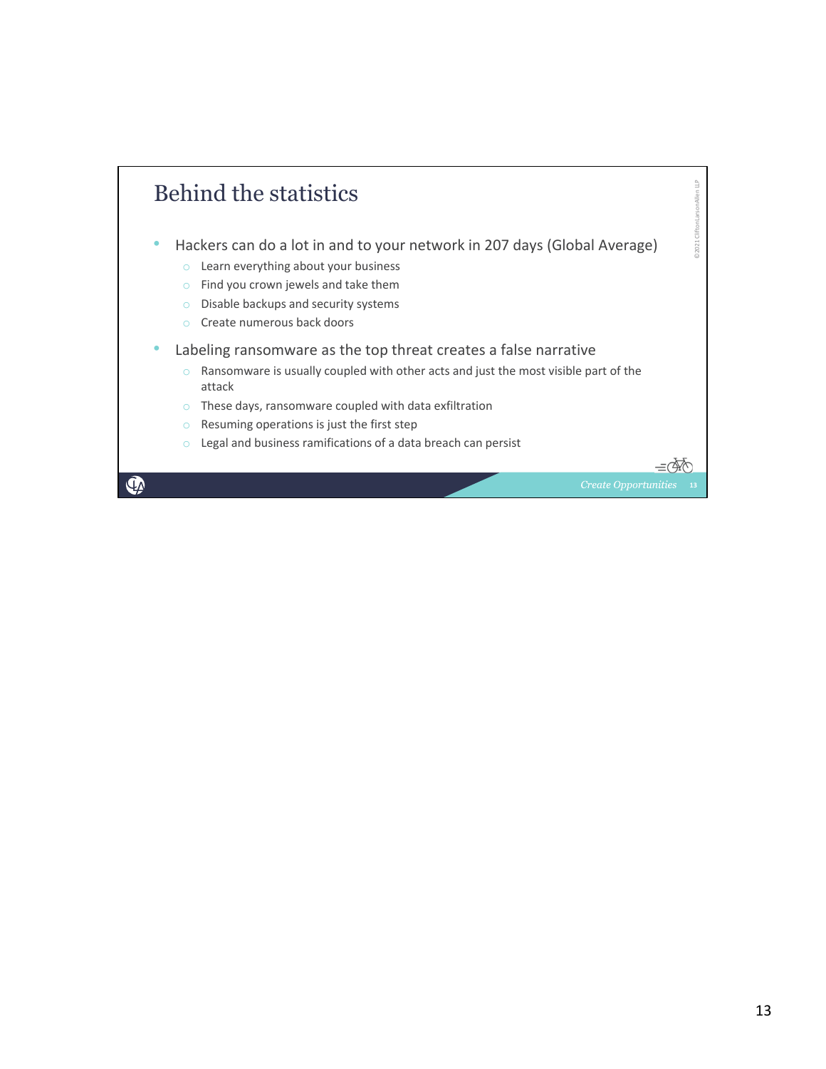# Behind the statistics

- Hackers can do a lot in and to your network in 207 days (Global Average)
  - Learn everything about your business
  - Find you crown jewels and take them
  - Disable backups and security systems
  - Create numerous back doors
- Labeling ransomware as the top threat creates a false narrative
  - Ransomware is usually coupled with other acts and just the most visible part of the attack
  - These days, ransomware coupled with data exfiltration
  - Resuming operations is just the first step
  - Legal and business ramifications of a data breach can persist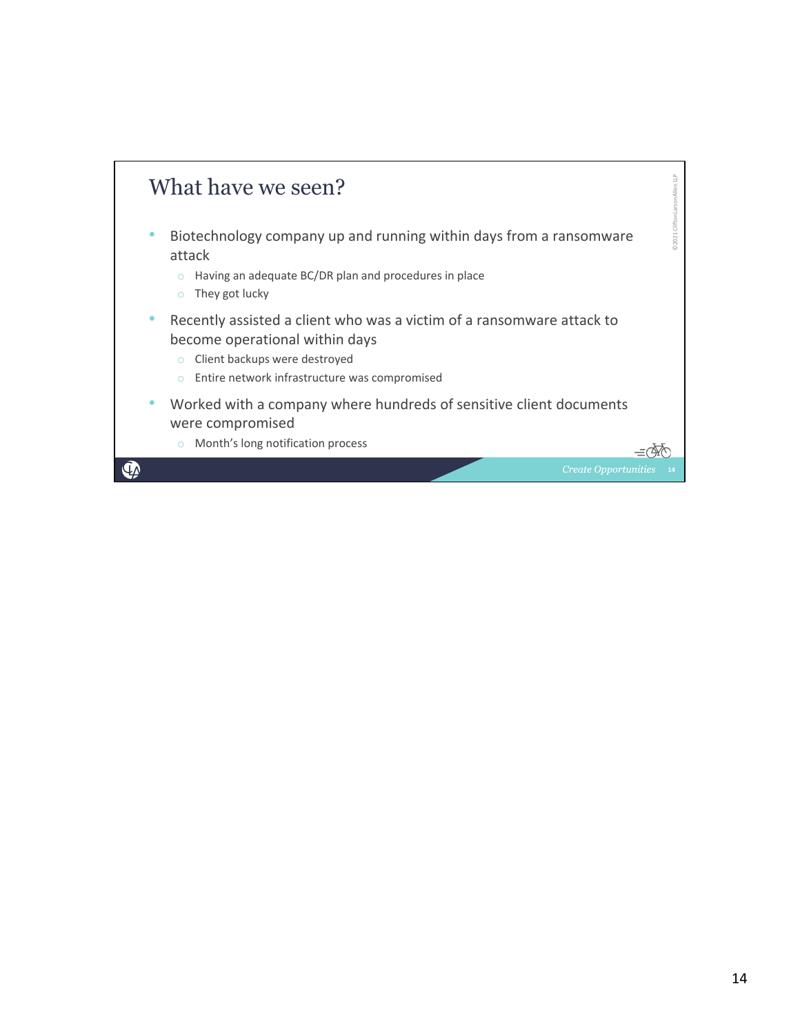# What have we seen?

- Biotechnology company up and running within days from a ransomware attack
  - Having an adequate BC/DR plan and procedures in place
  - They got lucky
- Recently assisted a client who was a victim of a ransomware attack to become operational within days
  - Client backups were destroyed
  - Entire network infrastructure was compromised
- Worked with a company where hundreds of sensitive client documents were compromised
  - Month's long notification process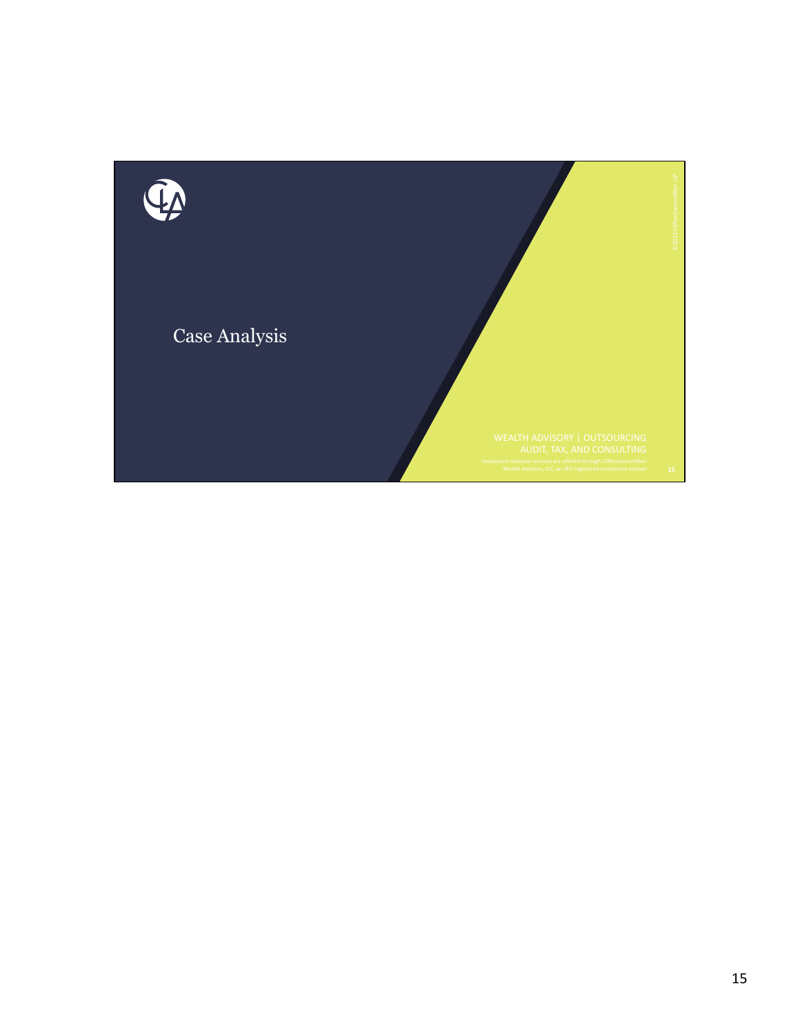# Case Analysis

WEALTH ADVISORY | OUTSOURCING
AUDIT, TAX, AND CONSULTING

Investment advisory services are offered through CliftonLarsonAllen Wealth Advisors, LLC, an SEC-registered investment advisor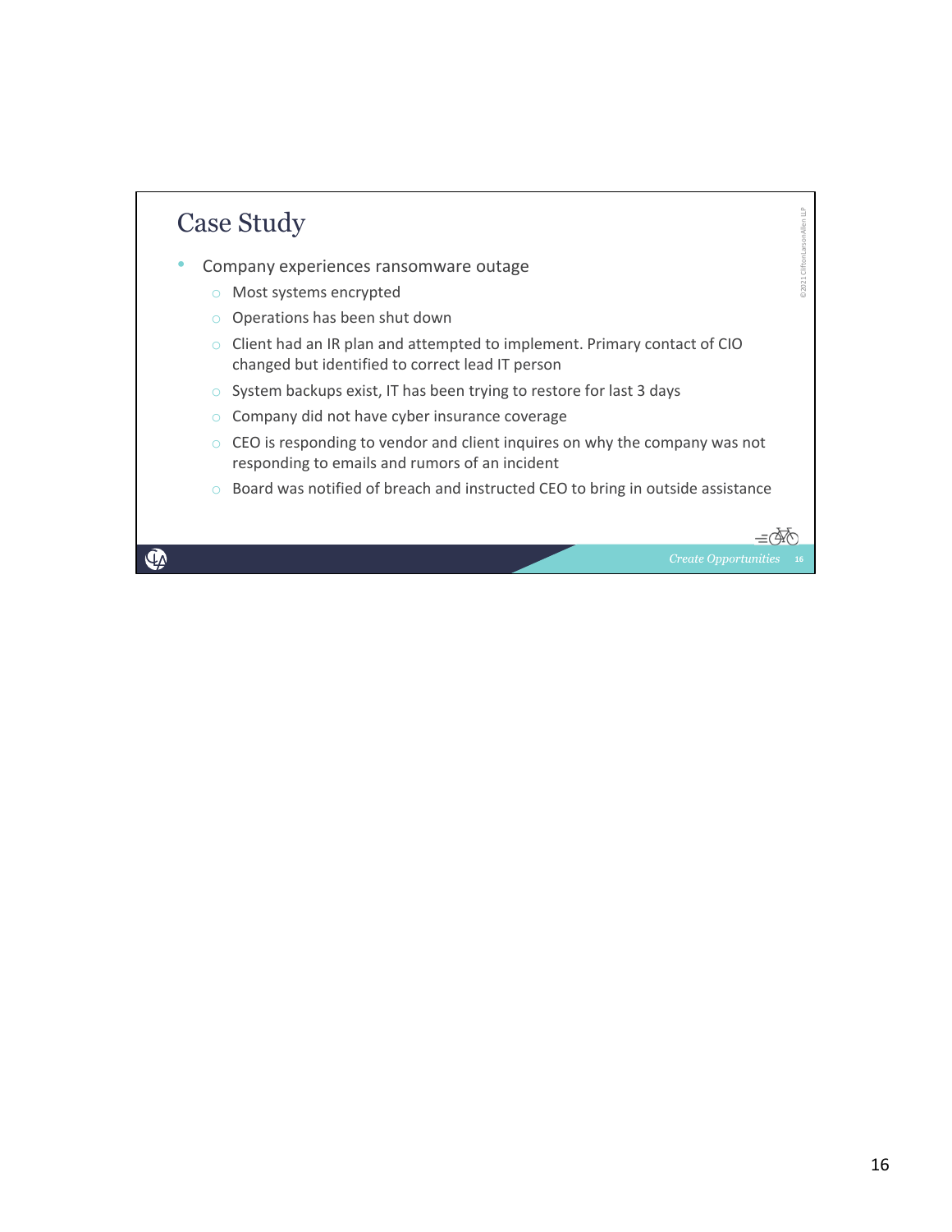# Case Study

- Company experiences ransomware outage
  - Most systems encrypted
  - Operations has been shut down
  - Client had an IR plan and attempted to implement. Primary contact of CIO changed but identified to correct lead IT person
  - System backups exist, IT has been trying to restore for last 3 days
  - Company did not have cyber insurance coverage
  - CEO is responding to vendor and client inquires on why the company was not responding to emails and rumors of an incident
  - Board was notified of breach and instructed CEO to bring in outside assistance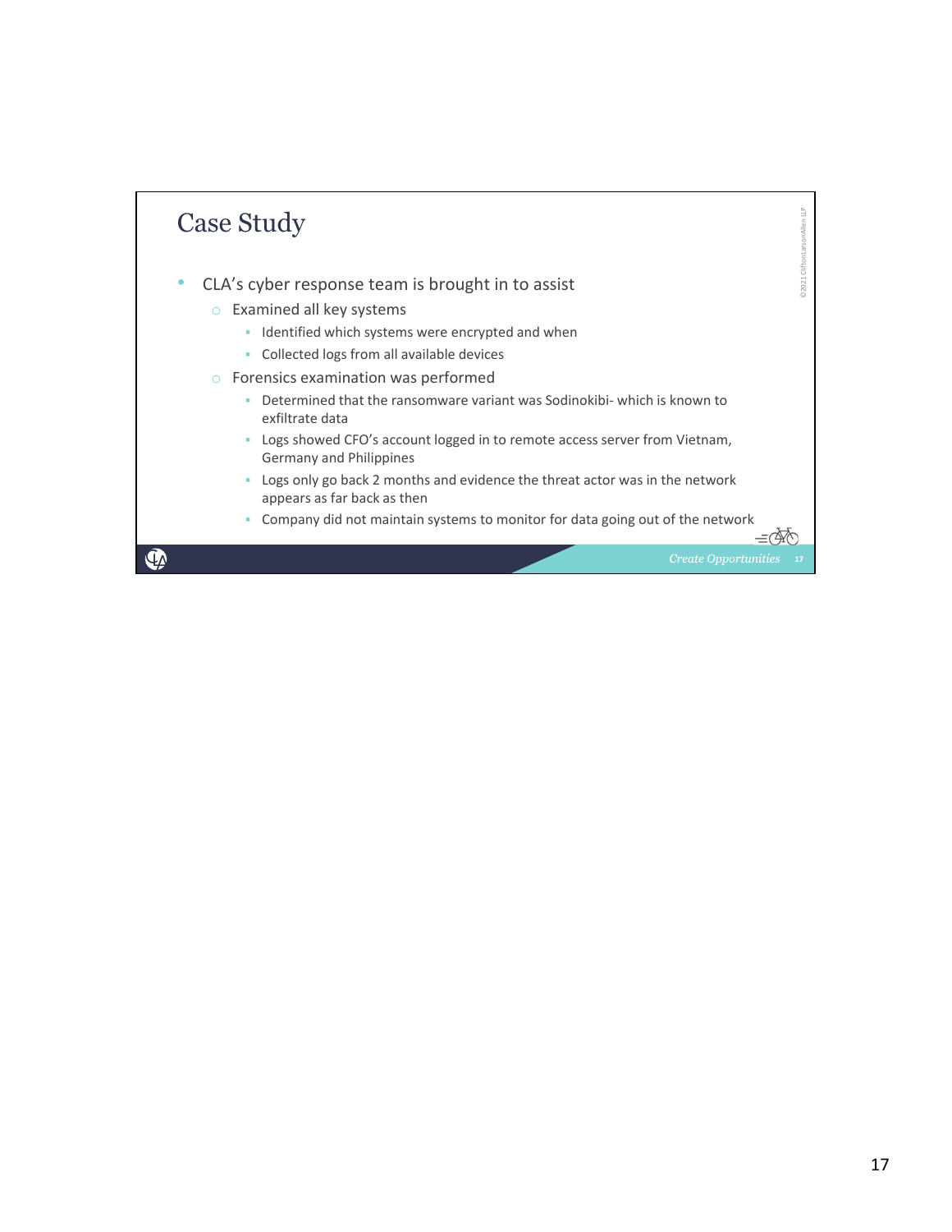# Case Study

- CLA's cyber response team is brought in to assist
  - Examined all key systems
    - Identified which systems were encrypted and when
    - Collected logs from all available devices
  - Forensics examination was performed
    - Determined that the ransomware variant was Sodinokibi- which is known to exfiltrate data
    - Logs showed CFO's account logged in to remote access server from Vietnam, Germany and Philippines
    - Logs only go back 2 months and evidence the threat actor was in the network appears as far back as then
    - Company did not maintain systems to monitor for data going out of the network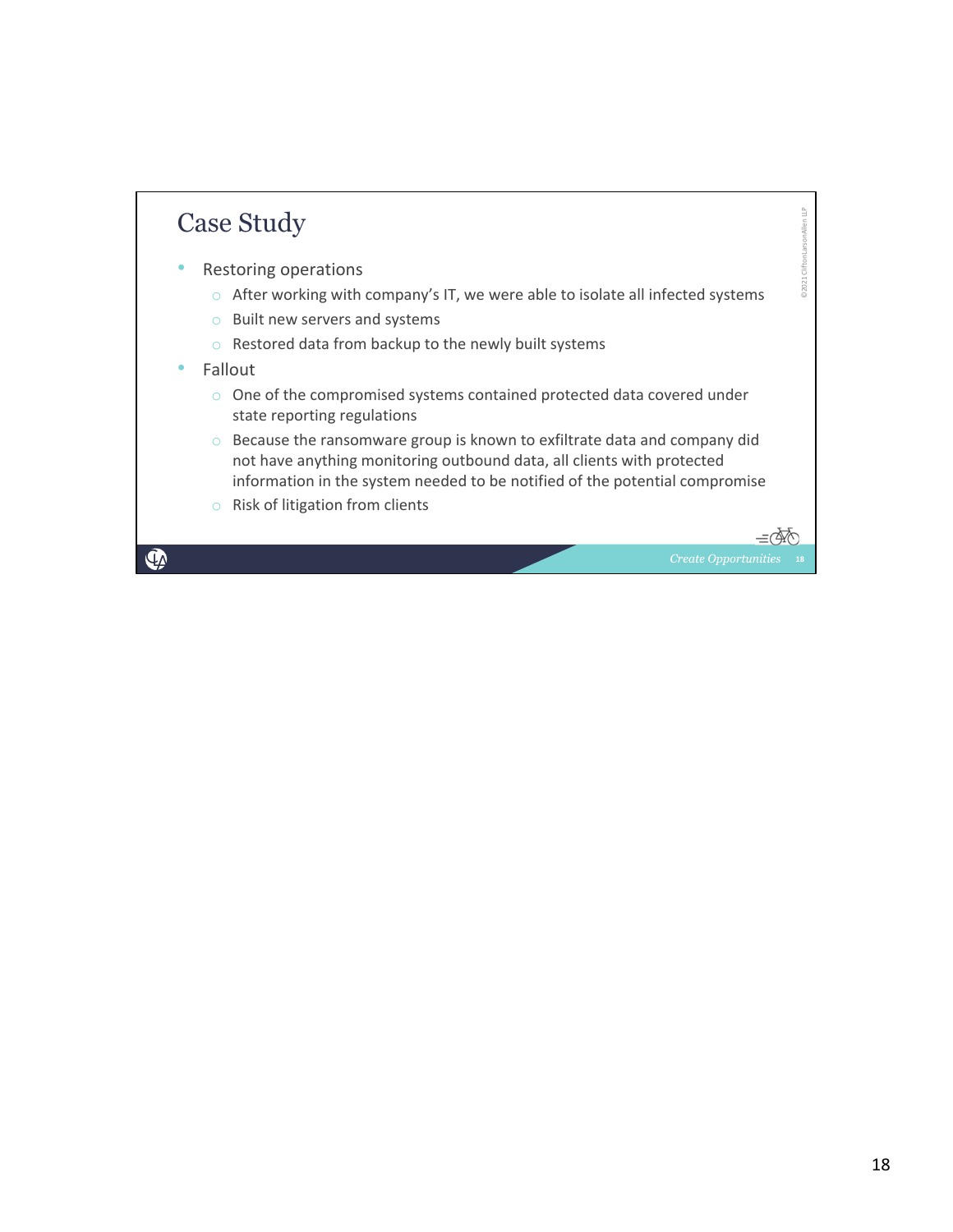# Case Study

- Restoring operations
  - After working with company's IT, we were able to isolate all infected systems
  - Built new servers and systems
  - Restored data from backup to the newly built systems
- Fallout
  - One of the compromised systems contained protected data covered under state reporting regulations
  - Because the ransomware group is known to exfiltrate data and company did not have anything monitoring outbound data, all clients with protected information in the system needed to be notified of the potential compromise
  - Risk of litigation from clients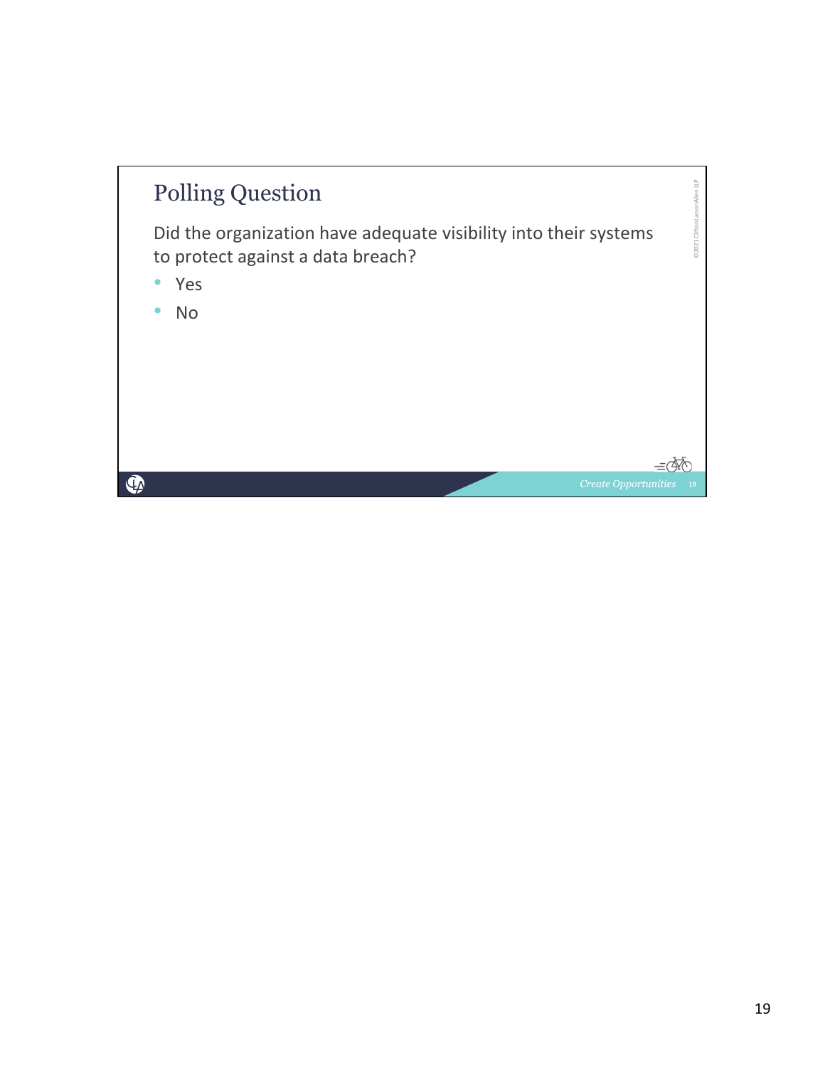## Polling Question

Did the organization have adequate visibility into their systems to protect against a data breach?

- Yes
- No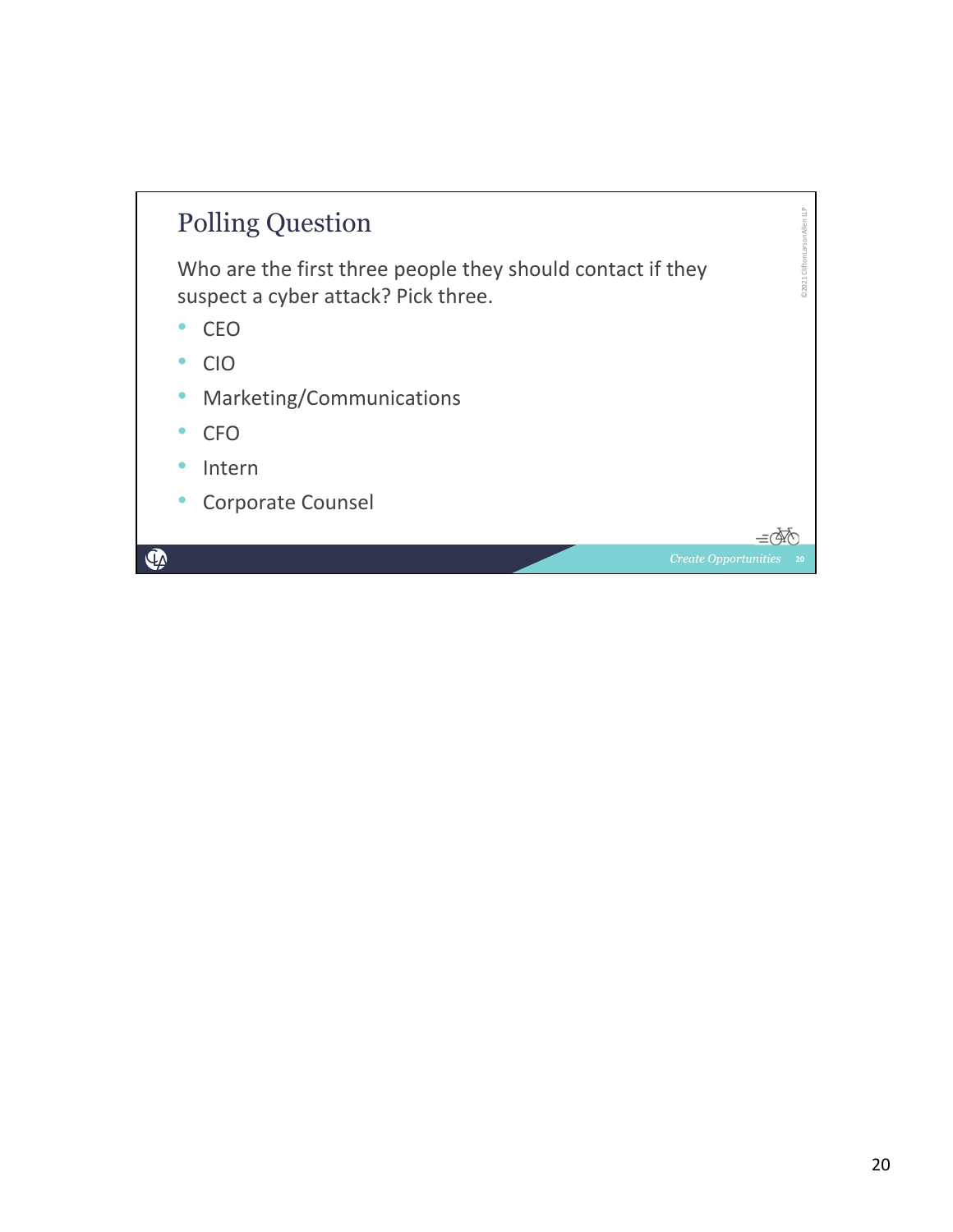## Polling Question

Who are the first three people they should contact if they suspect a cyber attack? Pick three.

- CEO
- CIO
- Marketing/Communications
- CFO
- Intern
- Corporate Counsel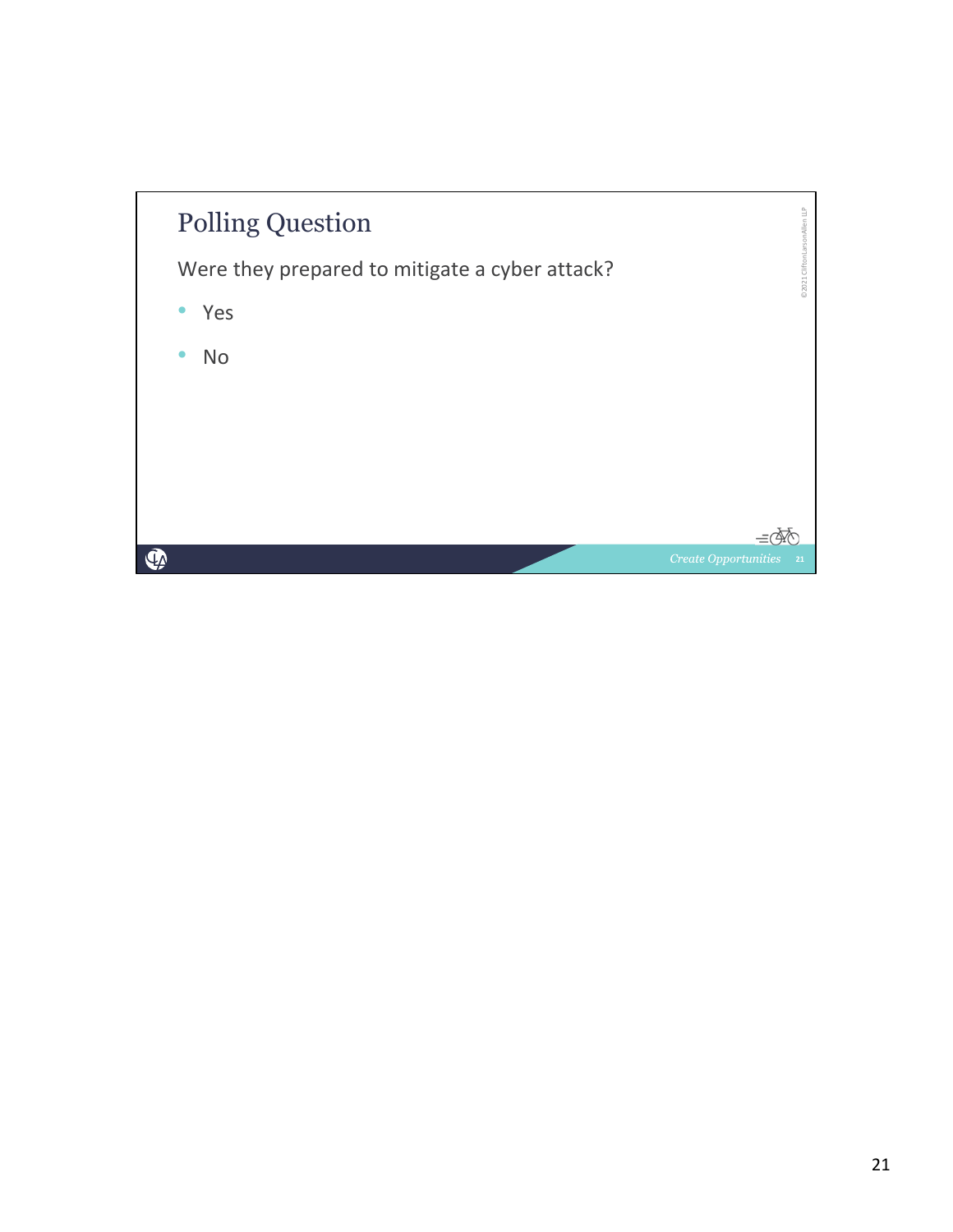# Polling Question

Were they prepared to mitigate a cyber attack?

- Yes
- No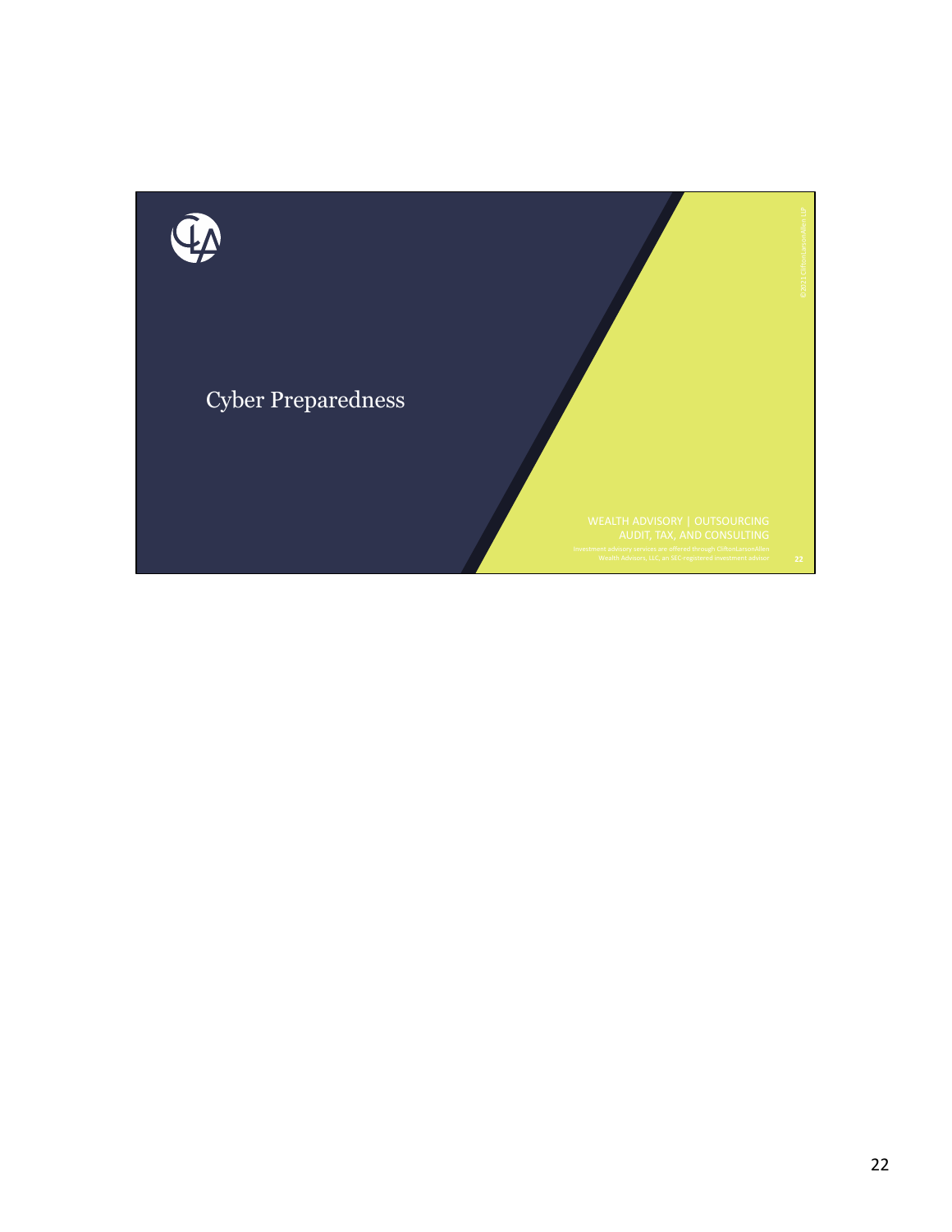# Cyber Preparedness

WEALTH ADVISORY | OUTSOURCING
AUDIT, TAX, AND CONSULTING

Investment advisory services are offered through CliftonLarsonAllen Wealth Advisors, LLC, an SEC-registered investment advisor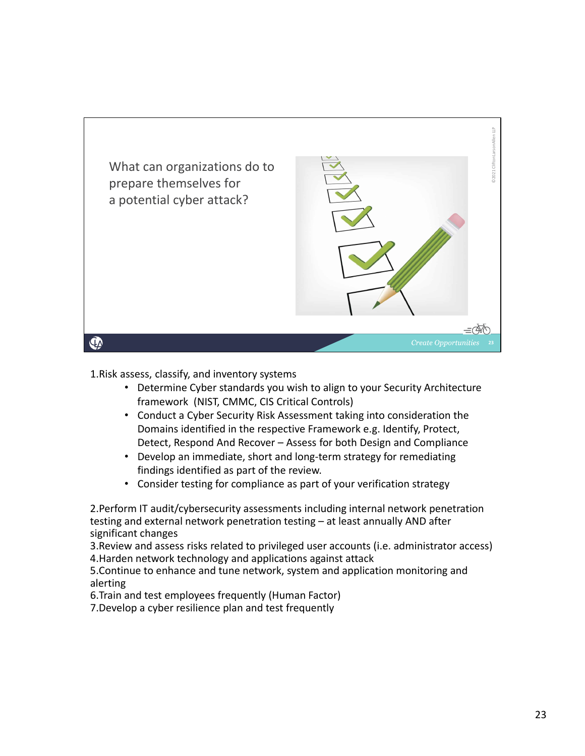What can organizations do to prepare themselves for a potential cyber attack?

Create Opportunities

1. Risk assess, classify, and inventory systems
   - Determine Cyber standards you wish to align to your Security Architecture framework (NIST, CMMC, CIS Critical Controls)
   - Conduct a Cyber Security Risk Assessment taking into consideration the Domains identified in the respective Framework e.g. Identify, Protect, Detect, Respond And Recover – Assess for both Design and Compliance
   - Develop an immediate, short and long-term strategy for remediating findings identified as part of the review.
   - Consider testing for compliance as part of your verification strategy

2. Perform IT audit/cybersecurity assessments including internal network penetration testing and external network penetration testing – at least annually AND after significant changes
3. Review and assess risks related to privileged user accounts (i.e. administrator access)
4. Harden network technology and applications against attack
5. Continue to enhance and tune network, system and application monitoring and alerting
6. Train and test employees frequently (Human Factor)
7. Develop a cyber resilience plan and test frequently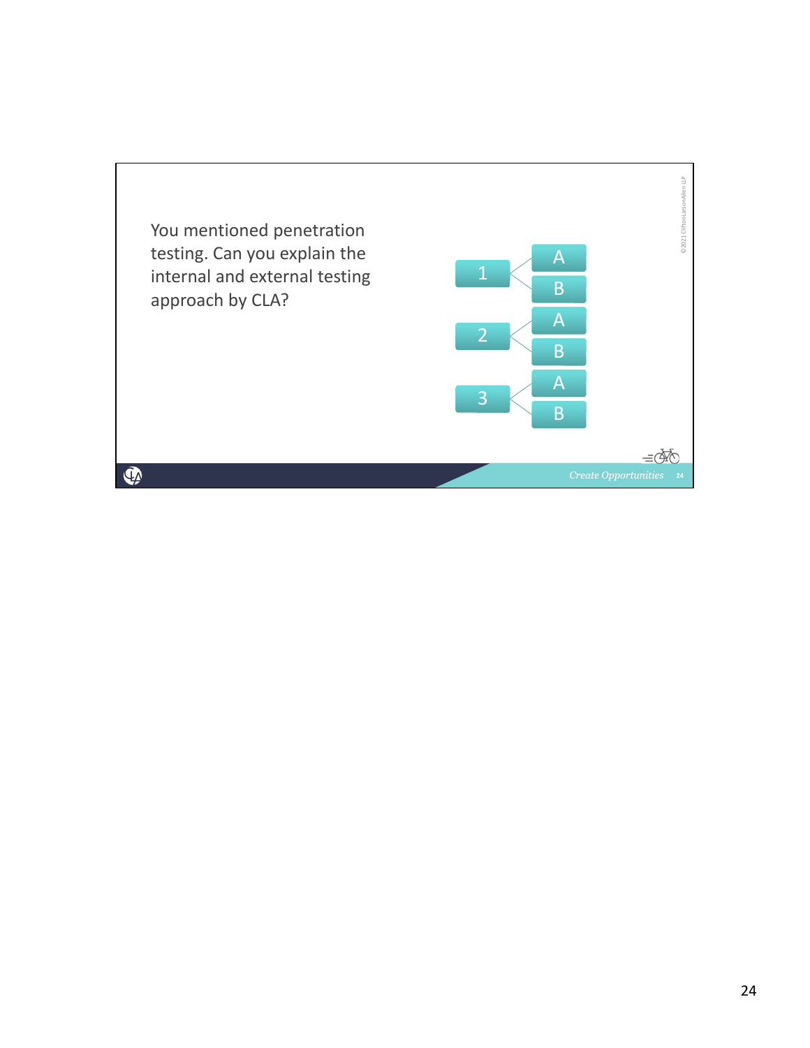You mentioned penetration testing. Can you explain the internal and external testing approach by CLA?

- 1
  - A
  - B
- 2
  - A
  - B
- 3
  - A
  - B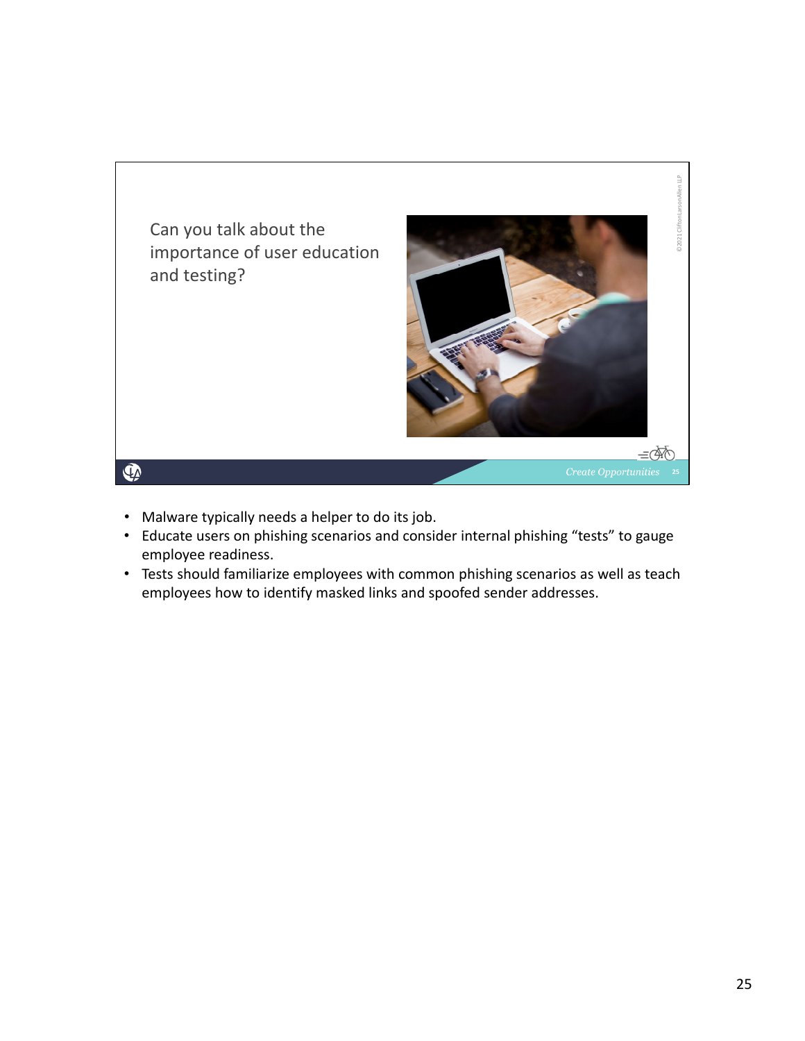Can you talk about the importance of user education and testing?

- Malware typically needs a helper to do its job.
- Educate users on phishing scenarios and consider internal phishing "tests" to gauge employee readiness.
- Tests should familiarize employees with common phishing scenarios as well as teach employees how to identify masked links and spoofed sender addresses.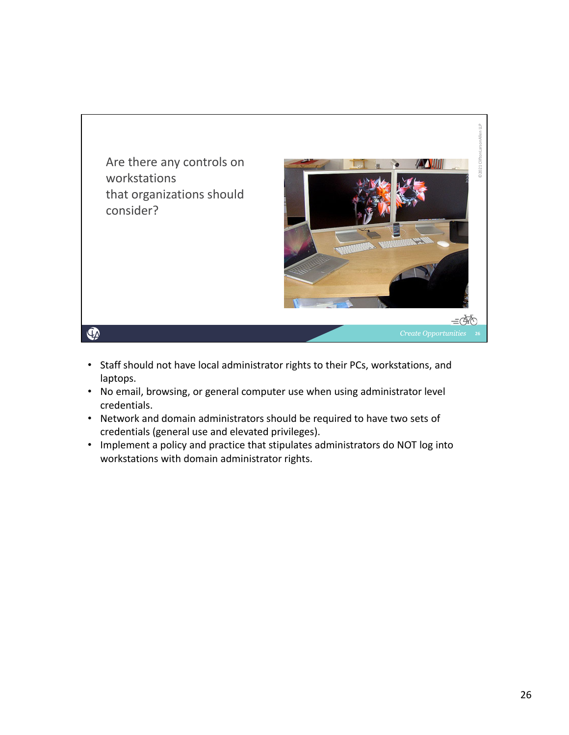Are there any controls on workstations that organizations should consider?

- Staff should not have local administrator rights to their PCs, workstations, and laptops.
- No email, browsing, or general computer use when using administrator level credentials.
- Network and domain administrators should be required to have two sets of credentials (general use and elevated privileges).
- Implement a policy and practice that stipulates administrators do NOT log into workstations with domain administrator rights.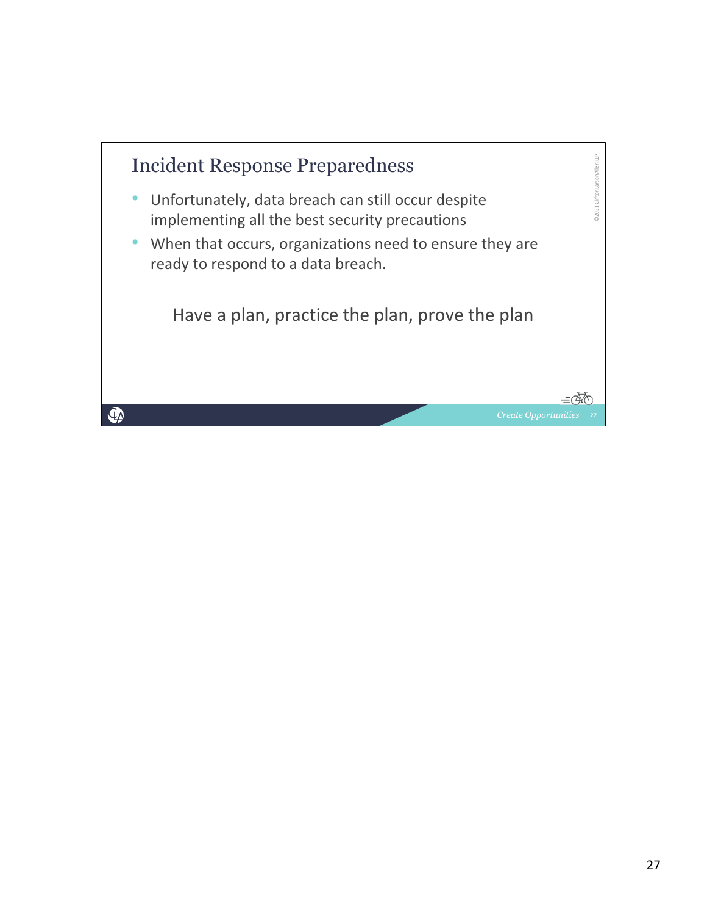## Incident Response Preparedness

- Unfortunately, data breach can still occur despite implementing all the best security precautions
- When that occurs, organizations need to ensure they are ready to respond to a data breach.

Have a plan, practice the plan, prove the plan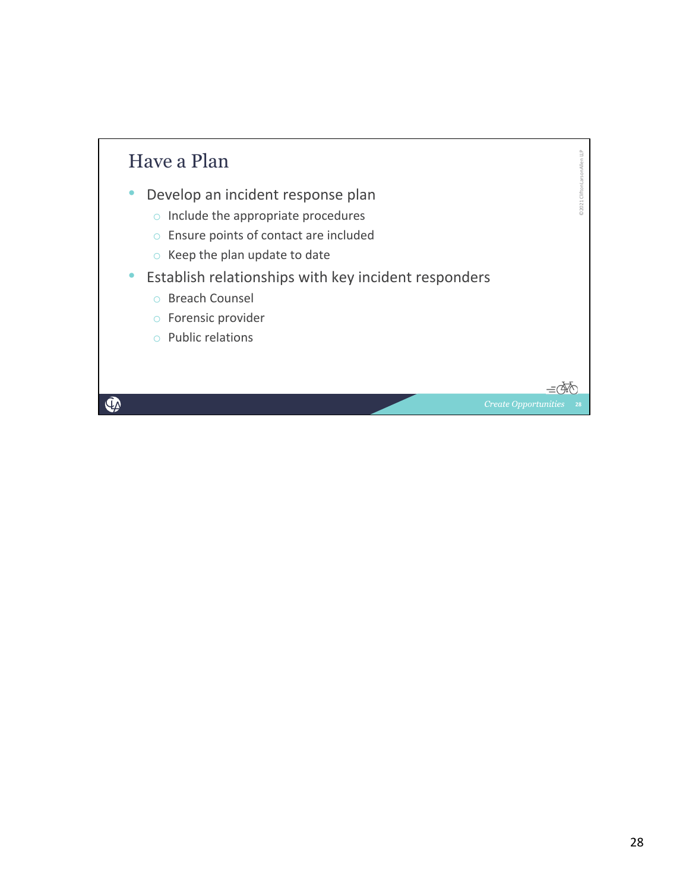## Have a Plan

- Develop an incident response plan
  - Include the appropriate procedures
  - Ensure points of contact are included
  - Keep the plan update to date
- Establish relationships with key incident responders
  - Breach Counsel
  - Forensic provider
  - Public relations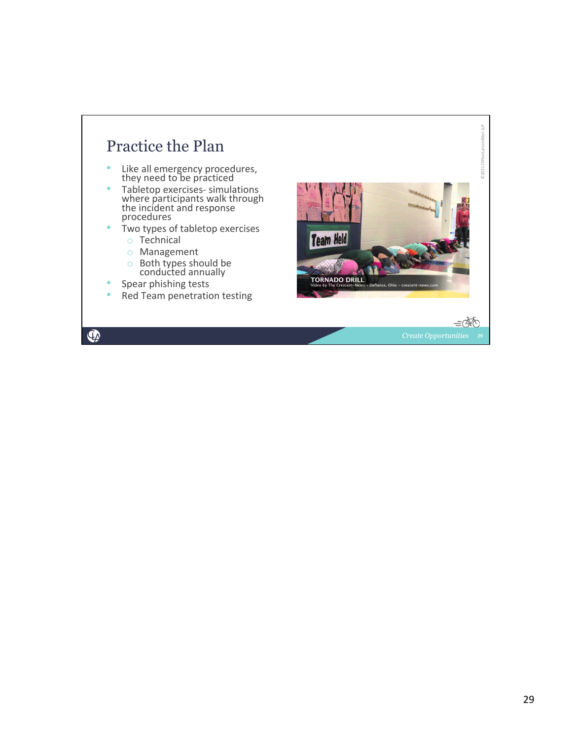# Practice the Plan

- Like all emergency procedures, they need to be practiced
- Tabletop exercises- simulations where participants walk through the incident and response procedures
- Two types of tabletop exercises
  - Technical
  - Management
  - Both types should be conducted annually
- Spear phishing tests
- Red Team penetration testing

TORNADO DRILL
Video by The Crescent-News – Defiance, Ohio – crescent-news.com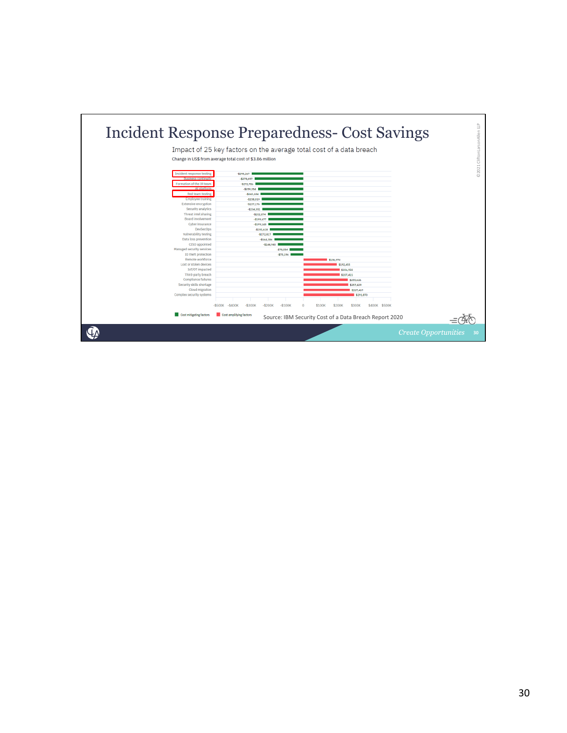# Incident Response Preparedness- Cost Savings

Impact of 25 key factors on the average total cost of a data breach

Change in US$ from average total cost of $3.86 million

| Factor | Change (US$) |
|---|---|
| Incident response testing | -$295,267 |
| Business continuity | -$278,697 |
| Formation of the IR team | -$272,786 |
| AI platform | -$259,354 |
| Red team testing | -$243,184 |
| Employee training | -$238,019 |
| Extensive encryption | -$237,176 |
| Security analytics | -$234,351 |
| Threat intel sharing | -$202,874 |
| Board involvement | -$199,677 |
| Cyber insurance | -$199,148 |
| DevSecOps | -$191,618 |
| Vulnerability testing | -$172,817 |
| Data loss prevention | -$163,384 |
| CISO appointed | -$144,940 |
| Managed security services | -$78,054 |
| ID theft protection | -$73,196 |
| Remote workforce | $136,974 |
| Lost or stolen devices | $192,455 |
| IoT/OT impacted | $206,958 |
| Third-party breach | $207,411 |
| Compliance failures | $255,626 |
| Security skills shortage | $257,429 |
| Cloud migration | $267,469 |
| Complex security systems | $291,870 |

Cost mitigating factors / Cost amplifying factors

Source: IBM Security Cost of a Data Breach Report 2020

©2021 CliftonLarsonAllen LLP

*Create Opportunities*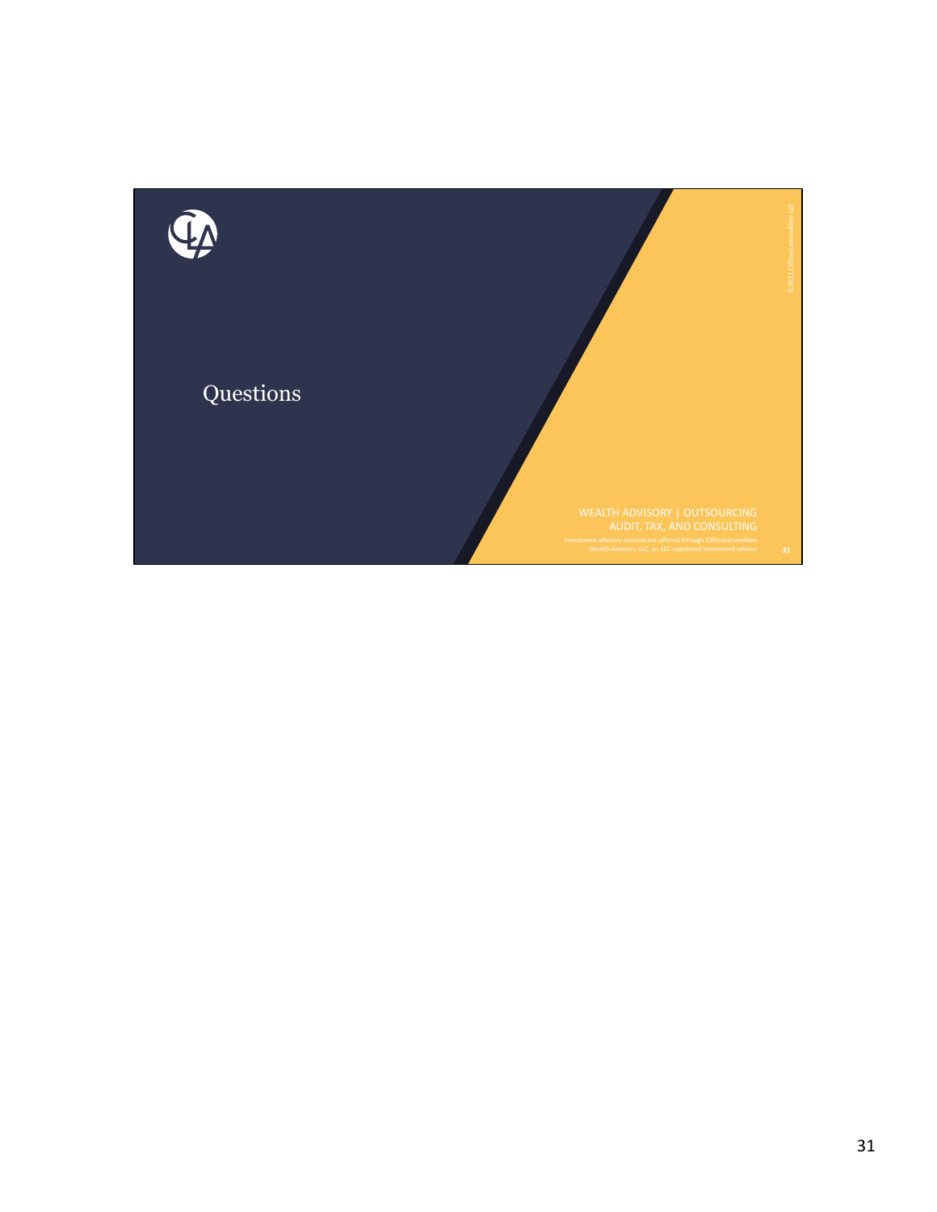# Questions

WEALTH ADVISORY | OUTSOURCING
AUDIT, TAX, AND CONSULTING

Investment advisory services are offered through CliftonLarsonAllen Wealth Advisors, LLC, an SEC-registered investment advisor

©2021 CliftonLarsonAllen LLP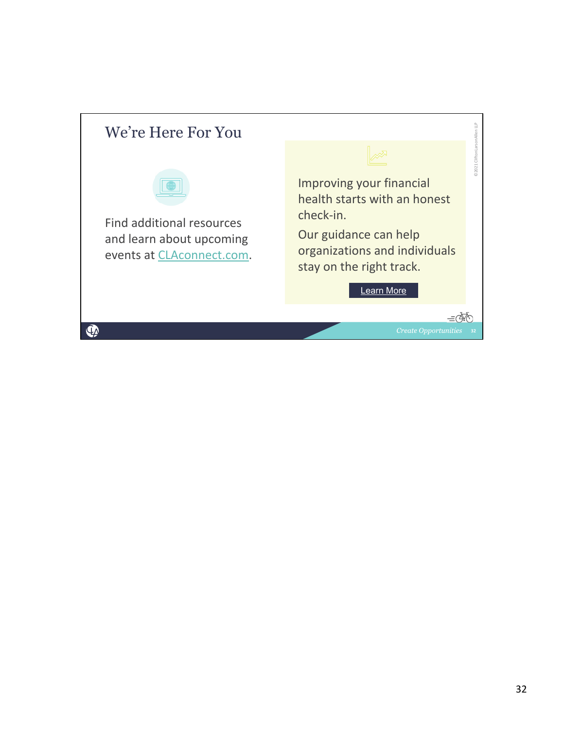# We're Here For You

Find additional resources and learn about upcoming events at [CLAconnect.com](CLAconnect.com).

Improving your financial health starts with an honest check-in.

Our guidance can help organizations and individuals stay on the right track.

Learn More

©2021 CliftonLarsonAllen LLP

*Create Opportunities*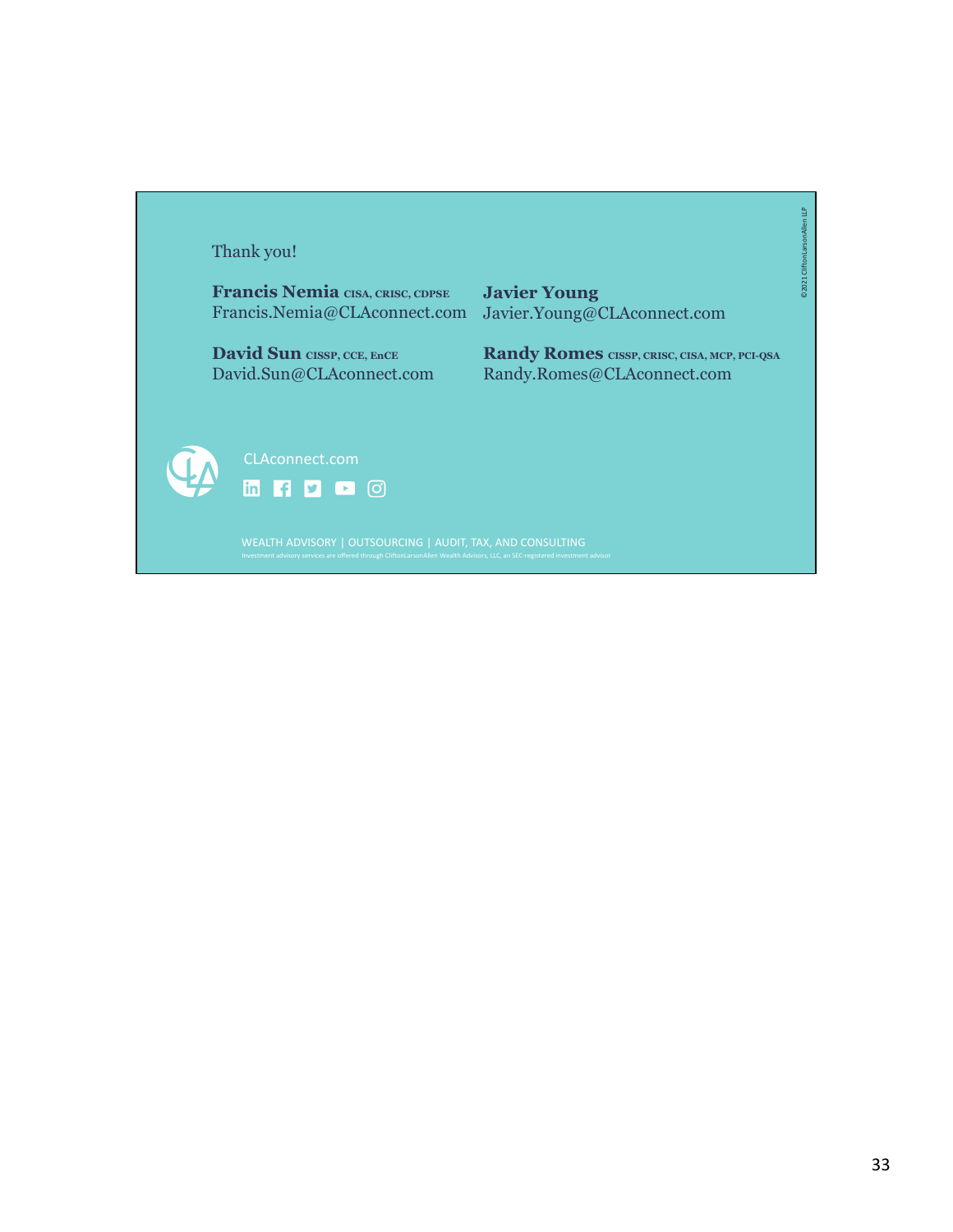Thank you!

**Francis Nemia** CISA, CRISC, CDPSE
Francis.Nemia@CLAconnect.com

**Javier Young**
Javier.Young@CLAconnect.com

**David Sun** CISSP, CCE, EnCE
David.Sun@CLAconnect.com

**Randy Romes** CISSP, CRISC, CISA, MCP, PCI-QSA
Randy.Romes@CLAconnect.com

CLAconnect.com

WEALTH ADVISORY | OUTSOURCING | AUDIT, TAX, AND CONSULTING

Investment advisory services are offered through CliftonLarsonAllen Wealth Advisors, LLC, an SEC-registered investment advisor

©2021 CliftonLarsonAllen LLP